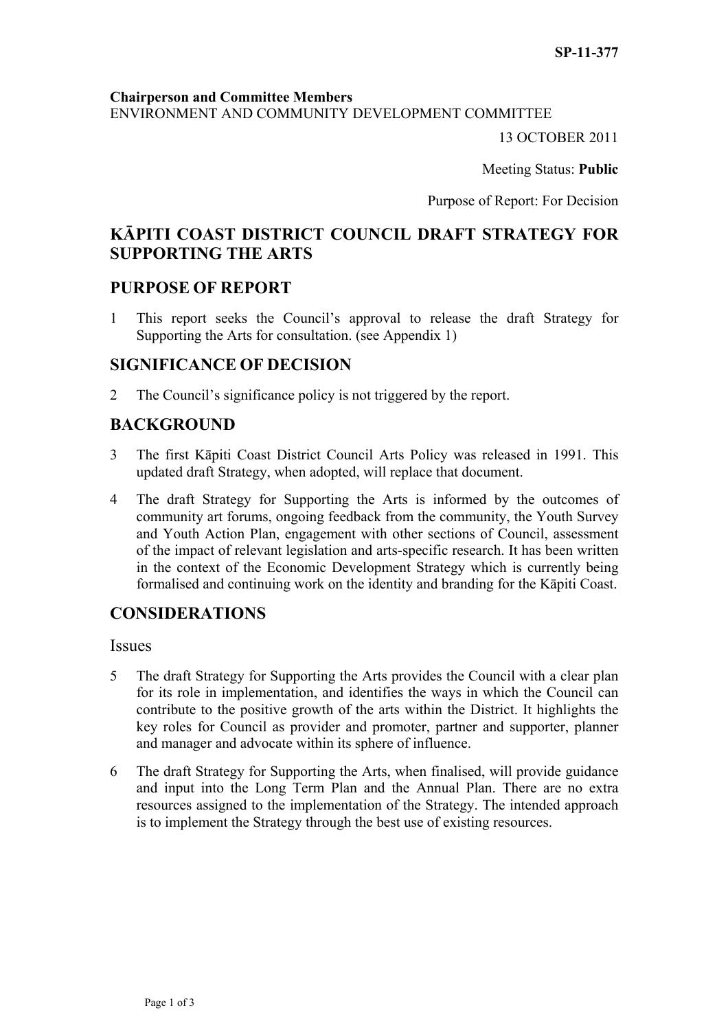SP-11-377

**Chairperson and Committee Members**
ENVIRONMENT AND COMMUNITY DEVELOPMENT COMMITTEE

13 OCTOBER 2011

Meeting Status: **Public**

Purpose of Report: For Decision

# KĀPITI COAST DISTRICT COUNCIL DRAFT STRATEGY FOR SUPPORTING THE ARTS

## PURPOSE OF REPORT

1 This report seeks the Council's approval to release the draft Strategy for Supporting the Arts for consultation. (see Appendix 1)

## SIGNIFICANCE OF DECISION

2 The Council's significance policy is not triggered by the report.

## BACKGROUND

3 The first Kāpiti Coast District Council Arts Policy was released in 1991. This updated draft Strategy, when adopted, will replace that document.

4 The draft Strategy for Supporting the Arts is informed by the outcomes of community art forums, ongoing feedback from the community, the Youth Survey and Youth Action Plan, engagement with other sections of Council, assessment of the impact of relevant legislation and arts-specific research. It has been written in the context of the Economic Development Strategy which is currently being formalised and continuing work on the identity and branding for the Kāpiti Coast.

## CONSIDERATIONS

### Issues

5 The draft Strategy for Supporting the Arts provides the Council with a clear plan for its role in implementation, and identifies the ways in which the Council can contribute to the positive growth of the arts within the District. It highlights the key roles for Council as provider and promoter, partner and supporter, planner and manager and advocate within its sphere of influence.

6 The draft Strategy for Supporting the Arts, when finalised, will provide guidance and input into the Long Term Plan and the Annual Plan. There are no extra resources assigned to the implementation of the Strategy. The intended approach is to implement the Strategy through the best use of existing resources.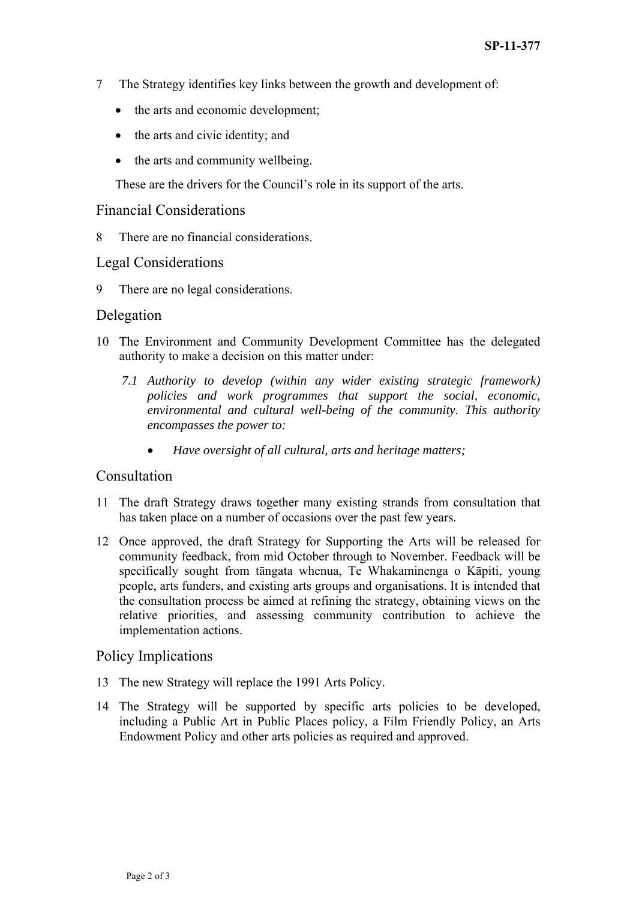7 The Strategy identifies key links between the growth and development of:

- the arts and economic development;
- the arts and civic identity; and
- the arts and community wellbeing.

These are the drivers for the Council's role in its support of the arts.

## Financial Considerations

8 There are no financial considerations.

## Legal Considerations

9 There are no legal considerations.

## Delegation

10 The Environment and Community Development Committee has the delegated authority to make a decision on this matter under:

*7.1 Authority to develop (within any wider existing strategic framework) policies and work programmes that support the social, economic, environmental and cultural well-being of the community. This authority encompasses the power to:*

- *Have oversight of all cultural, arts and heritage matters;*

## Consultation

11 The draft Strategy draws together many existing strands from consultation that has taken place on a number of occasions over the past few years.

12 Once approved, the draft Strategy for Supporting the Arts will be released for community feedback, from mid October through to November. Feedback will be specifically sought from tāngata whenua, Te Whakaminenga o Kāpiti, young people, arts funders, and existing arts groups and organisations. It is intended that the consultation process be aimed at refining the strategy, obtaining views on the relative priorities, and assessing community contribution to achieve the implementation actions.

## Policy Implications

13 The new Strategy will replace the 1991 Arts Policy.

14 The Strategy will be supported by specific arts policies to be developed, including a Public Art in Public Places policy, a Film Friendly Policy, an Arts Endowment Policy and other arts policies as required and approved.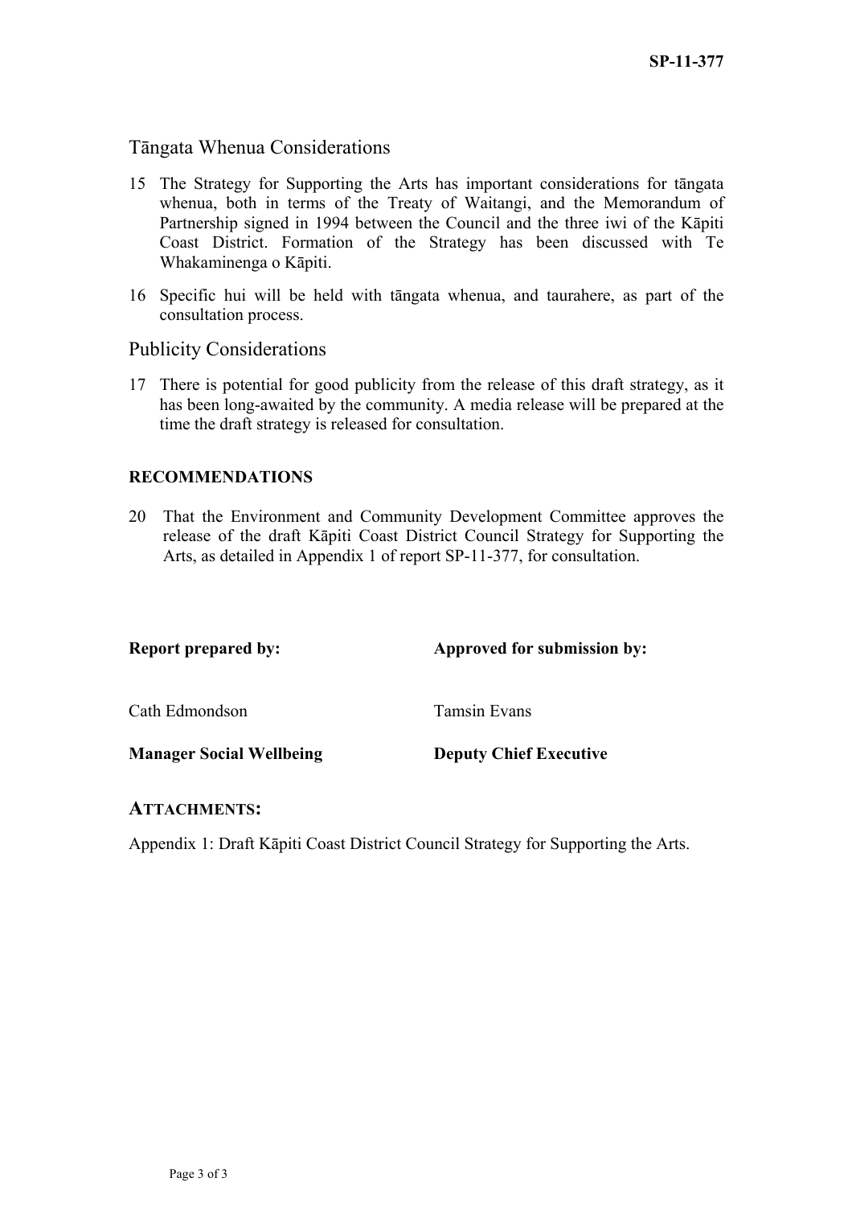## Tāngata Whenua Considerations

15 The Strategy for Supporting the Arts has important considerations for tāngata whenua, both in terms of the Treaty of Waitangi, and the Memorandum of Partnership signed in 1994 between the Council and the three iwi of the Kāpiti Coast District. Formation of the Strategy has been discussed with Te Whakaminenga o Kāpiti.

16 Specific hui will be held with tāngata whenua, and taurahere, as part of the consultation process.

## Publicity Considerations

17 There is potential for good publicity from the release of this draft strategy, as it has been long-awaited by the community. A media release will be prepared at the time the draft strategy is released for consultation.

### RECOMMENDATIONS

20 That the Environment and Community Development Committee approves the release of the draft Kāpiti Coast District Council Strategy for Supporting the Arts, as detailed in Appendix 1 of report SP-11-377, for consultation.

| | |
|---|---|
| **Report prepared by:** | **Approved for submission by:** |
| Cath Edmondson | Tamsin Evans |
| **Manager Social Wellbeing** | **Deputy Chief Executive** |

### ATTACHMENTS:

Appendix 1: Draft Kāpiti Coast District Council Strategy for Supporting the Arts.